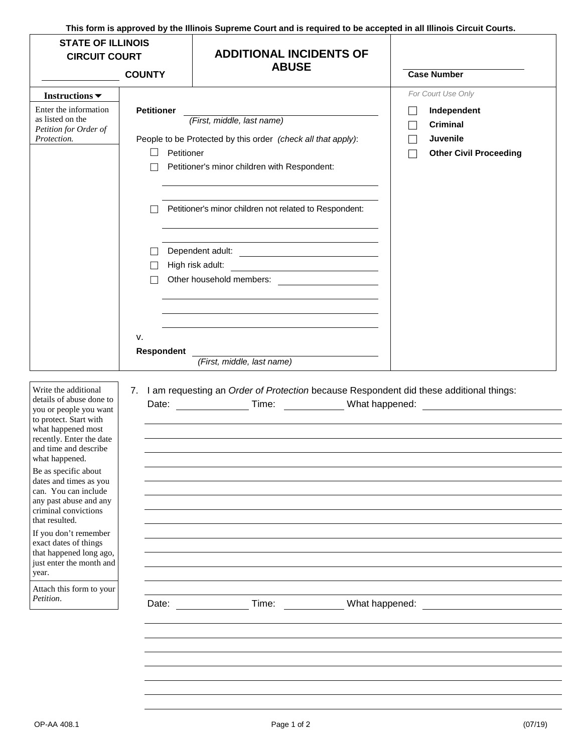This form is approved by the Illinois Supreme Court and is required to be accepted in all Illinois Circuit Courts.

| STATE OF ILLINOIS CIRCUIT COURT | ADDITIONAL INCIDENTS OF ABUSE | |
|---|---|---|
| ______________ COUNTY | | ______________ Case Number |

**Instructions ▼**

Enter the information as listed on the *Petition for Order of Protection.*

**Petitioner** ________________________________
*(First, middle, last name)*

People to be Protected by this order *(check all that apply)*:

- ☐ Petitioner
- ☐ Petitioner's minor children with Respondent:
  ________________________________
  ________________________________
- ☐ Petitioner's minor children not related to Respondent:
  ________________________________
  ________________________________
- ☐ Dependent adult: ________________________________
- ☐ High risk adult: ________________________________
- ☐ Other household members: ________________________________
  ________________________________
  ________________________________
  ________________________________

v.

**Respondent** ________________________________
*(First, middle, last name)*

*For Court Use Only*

- ☐ **Independent**
- ☐ **Criminal**
- ☐ **Juvenile**
- ☐ **Other Civil Proceeding**

---

Write the additional details of abuse done to you or people you want to protect. Start with what happened most recently. Enter the date and time and describe what happened.

Be as specific about dates and times as you can. You can include any past abuse and any criminal convictions that resulted.

If you don't remember exact dates of things that happened long ago, just enter the month and year.

Attach this form to your *Petition*.

7. I am requesting an *Order of Protection* because Respondent did these additional things:

Date: ______________ Time: ____________ What happened: ________________________________
________________________________________________________________
________________________________________________________________
________________________________________________________________
________________________________________________________________
________________________________________________________________
________________________________________________________________
________________________________________________________________
________________________________________________________________
________________________________________________________________
________________________________________________________________
________________________________________________________________
________________________________________________________________

Date: ______________ Time: ____________ What happened: ________________________________
________________________________________________________________
________________________________________________________________
________________________________________________________________
________________________________________________________________
________________________________________________________________
________________________________________________________________
________________________________________________________________

OP-AA 408.1 (07/19)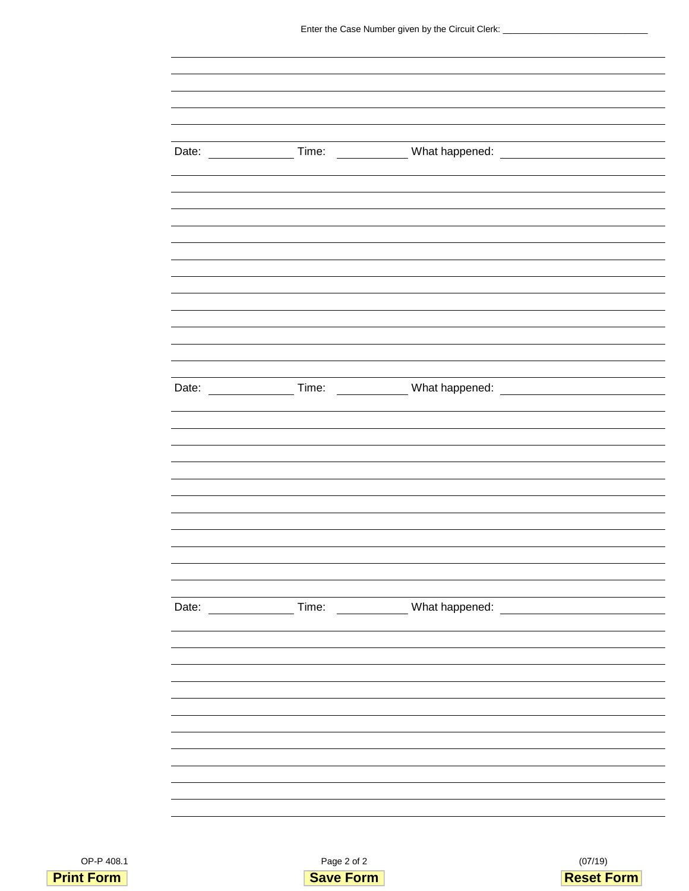Enter the Case Number given by the Circuit Clerk: ____________________________

Date: ______________ Time: ____________ What happened: ____________________________

Date: ______________ Time: ____________ What happened: ____________________________

Date: ______________ Time: ____________ What happened: ____________________________

OP-P 408.1

(07/19)

Print Form

Save Form

Reset Form